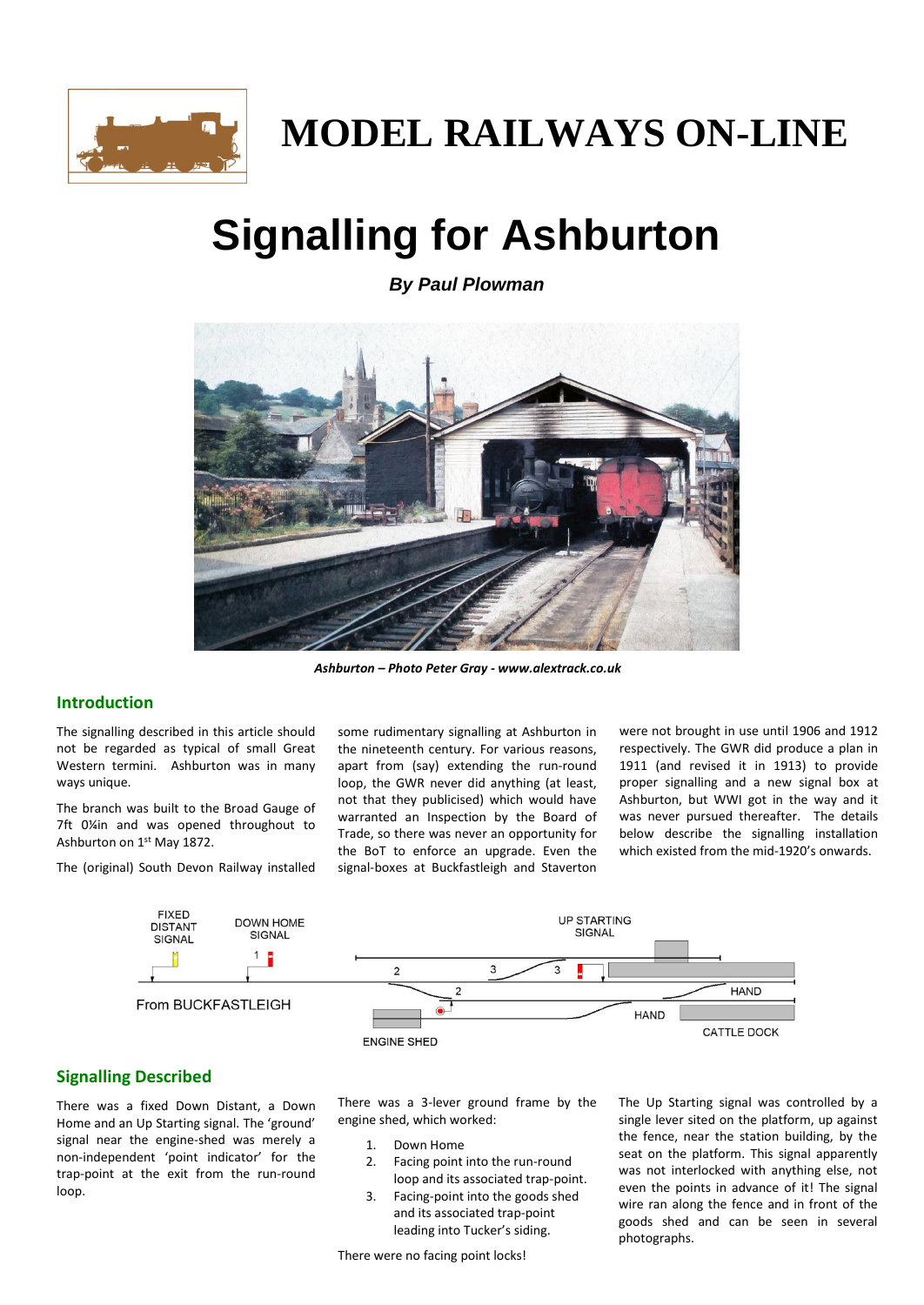# MODEL RAILWAYS ON-LINE

# Signalling for Ashburton

***By Paul Plowman***

***Ashburton – Photo Peter Gray - www.alextrack.co.uk***

## Introduction

The signalling described in this article should not be regarded as typical of small Great Western termini. Ashburton was in many ways unique.

The branch was built to the Broad Gauge of 7ft 0¼in and was opened throughout to Ashburton on 1st May 1872.

The (original) South Devon Railway installed some rudimentary signalling at Ashburton in the nineteenth century. For various reasons, apart from (say) extending the run-round loop, the GWR never did anything (at least, not that they publicised) which would have warranted an Inspection by the Board of Trade, so there was never an opportunity for the BoT to enforce an upgrade. Even the signal-boxes at Buckfastleigh and Staverton were not brought in use until 1906 and 1912 respectively. The GWR did produce a plan in 1911 (and revised it in 1913) to provide proper signalling and a new signal box at Ashburton, but WWI got in the way and it was never pursued thereafter. The details below describe the signalling installation which existed from the mid-1920's onwards.

FIXED DISTANT SIGNAL — DOWN HOME SIGNAL — UP STARTING SIGNAL — From BUCKFASTLEIGH — ENGINE SHED — HAND — HAND — CATTLE DOCK

## Signalling Described

There was a fixed Down Distant, a Down Home and an Up Starting signal. The 'ground' signal near the engine-shed was merely a non-independent 'point indicator' for the trap-point at the exit from the run-round loop.

There was a 3-lever ground frame by the engine shed, which worked:

1. Down Home
2. Facing point into the run-round loop and its associated trap-point.
3. Facing-point into the goods shed and its associated trap-point leading into Tucker's siding.

There were no facing point locks!

The Up Starting signal was controlled by a single lever sited on the platform, up against the fence, near the station building, by the seat on the platform. This signal apparently was not interlocked with anything else, not even the points in advance of it! The signal wire ran along the fence and in front of the goods shed and can be seen in several photographs.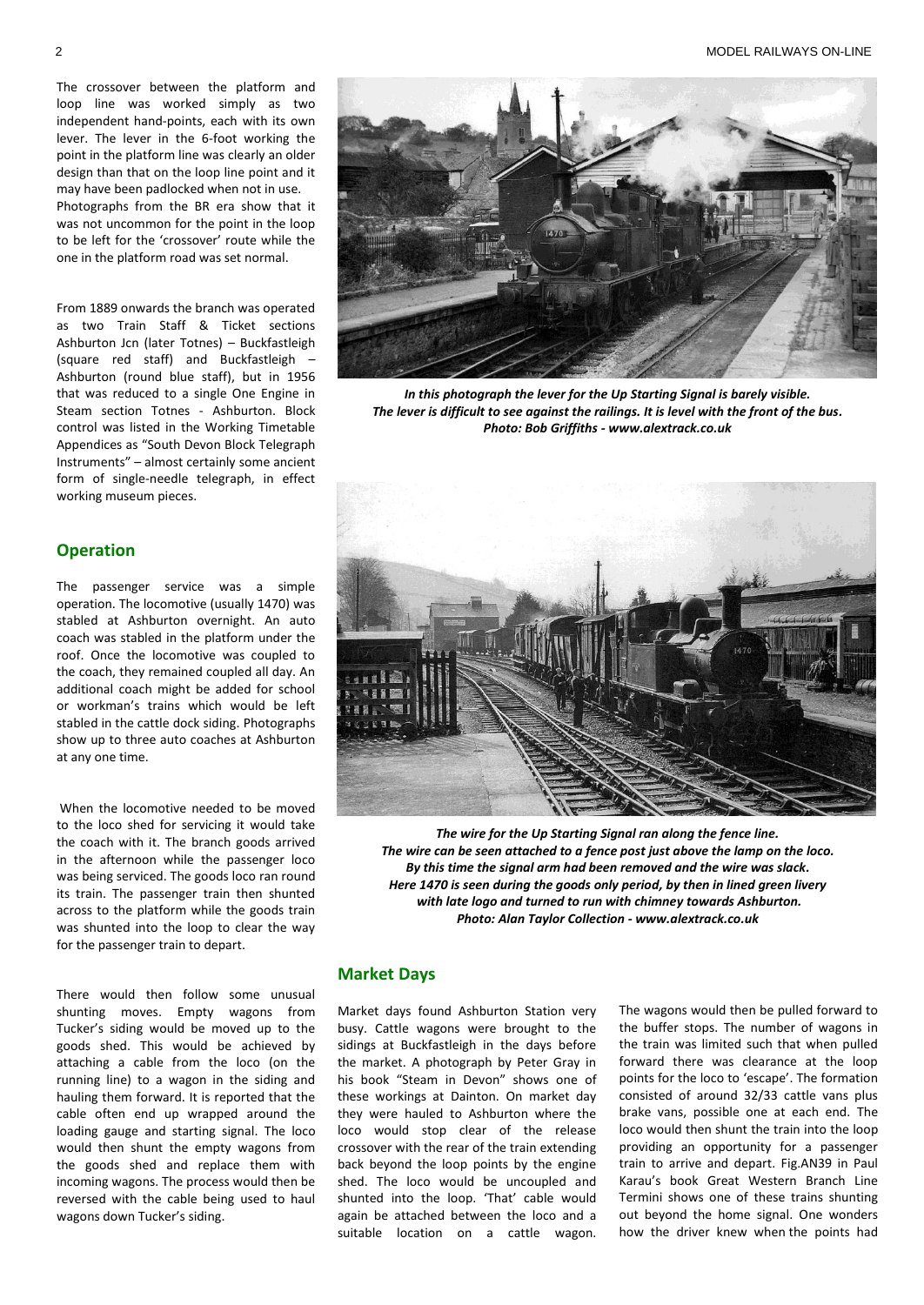The crossover between the platform and loop line was worked simply as two independent hand-points, each with its own lever. The lever in the 6-foot working the point in the platform line was clearly an older design than that on the loop line point and it may have been padlocked when not in use. Photographs from the BR era show that it was not uncommon for the point in the loop to be left for the 'crossover' route while the one in the platform road was set normal.

From 1889 onwards the branch was operated as two Train Staff & Ticket sections Ashburton Jcn (later Totnes) – Buckfastleigh (square red staff) and Buckfastleigh – Ashburton (round blue staff), but in 1956 that was reduced to a single One Engine in Steam section Totnes - Ashburton. Block control was listed in the Working Timetable Appendices as "South Devon Block Telegraph Instruments" – almost certainly some ancient form of single-needle telegraph, in effect working museum pieces.

***In this photograph the lever for the Up Starting Signal is barely visible. The lever is difficult to see against the railings. It is level with the front of the bus. Photo: Bob Griffiths - www.alextrack.co.uk***

## Operation

The passenger service was a simple operation. The locomotive (usually 1470) was stabled at Ashburton overnight. An auto coach was stabled in the platform under the roof. Once the locomotive was coupled to the coach, they remained coupled all day. An additional coach might be added for school or workman's trains which would be left stabled in the cattle dock siding. Photographs show up to three auto coaches at Ashburton at any one time.

When the locomotive needed to be moved to the loco shed for servicing it would take the coach with it. The branch goods arrived in the afternoon while the passenger loco was being serviced. The goods loco ran round its train. The passenger train then shunted across to the platform while the goods train was shunted into the loop to clear the way for the passenger train to depart.

There would then follow some unusual shunting moves. Empty wagons from Tucker's siding would be moved up to the goods shed. This would be achieved by attaching a cable from the loco (on the running line) to a wagon in the siding and hauling them forward. It is reported that the cable often end up wrapped around the loading gauge and starting signal. The loco would then shunt the empty wagons from the goods shed and replace them with incoming wagons. The process would then be reversed with the cable being used to haul wagons down Tucker's siding.

***The wire for the Up Starting Signal ran along the fence line. The wire can be seen attached to a fence post just above the lamp on the loco. By this time the signal arm had been removed and the wire was slack. Here 1470 is seen during the goods only period, by then in lined green livery with late logo and turned to run with chimney towards Ashburton. Photo: Alan Taylor Collection - www.alextrack.co.uk***

## Market Days

Market days found Ashburton Station very busy. Cattle wagons were brought to the sidings at Buckfastleigh in the days before the market. A photograph by Peter Gray in his book "Steam in Devon" shows one of these workings at Dainton. On market day they were hauled to Ashburton where the loco would stop clear of the release crossover with the rear of the train extending back beyond the loop points by the engine shed. The loco would be uncoupled and shunted into the loop. 'That' cable would again be attached between the loco and a suitable location on a cattle wagon. The wagons would then be pulled forward to the buffer stops. The number of wagons in the train was limited such that when pulled forward there was clearance at the loop points for the loco to 'escape'. The formation consisted of around 32/33 cattle vans plus brake vans, possible one at each end. The loco would then shunt the train into the loop providing an opportunity for a passenger train to arrive and depart. Fig.AN39 in Paul Karau's book Great Western Branch Line Termini shows one of these trains shunting out beyond the home signal. One wonders how the driver knew when the points had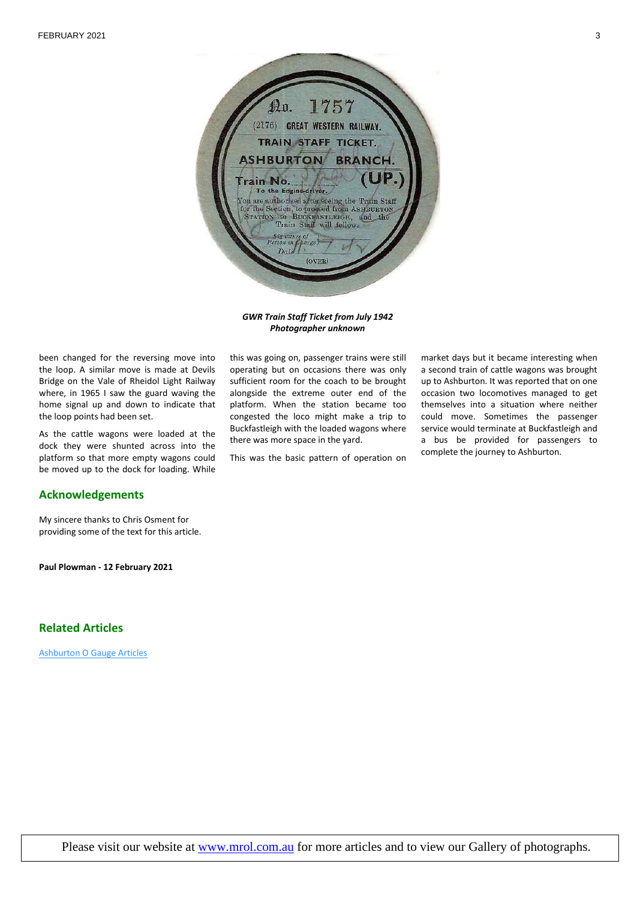*GWR Train Staff Ticket from July 1942*
*Photographer unknown*

been changed for the reversing move into the loop. A similar move is made at Devils Bridge on the Vale of Rheidol Light Railway where, in 1965 I saw the guard waving the home signal up and down to indicate that the loop points had been set.

As the cattle wagons were loaded at the dock they were shunted across into the platform so that more empty wagons could be moved up to the dock for loading. While this was going on, passenger trains were still operating but on occasions there was only sufficient room for the coach to be brought alongside the extreme outer end of the platform. When the station became too congested the loco might make a trip to Buckfastleigh with the loaded wagons where there was more space in the yard.

This was the basic pattern of operation on market days but it became interesting when a second train of cattle wagons was brought up to Ashburton. It was reported that on one occasion two locomotives managed to get themselves into a situation where neither could move. Sometimes the passenger service would terminate at Buckfastleigh and a bus be provided for passengers to complete the journey to Ashburton.

## Acknowledgements

My sincere thanks to Chris Osment for providing some of the text for this article.

**Paul Plowman - 12 February 2021**

## Related Articles

[Ashburton O Gauge Articles]

Please visit our website at www.mrol.com.au for more articles and to view our Gallery of photographs.